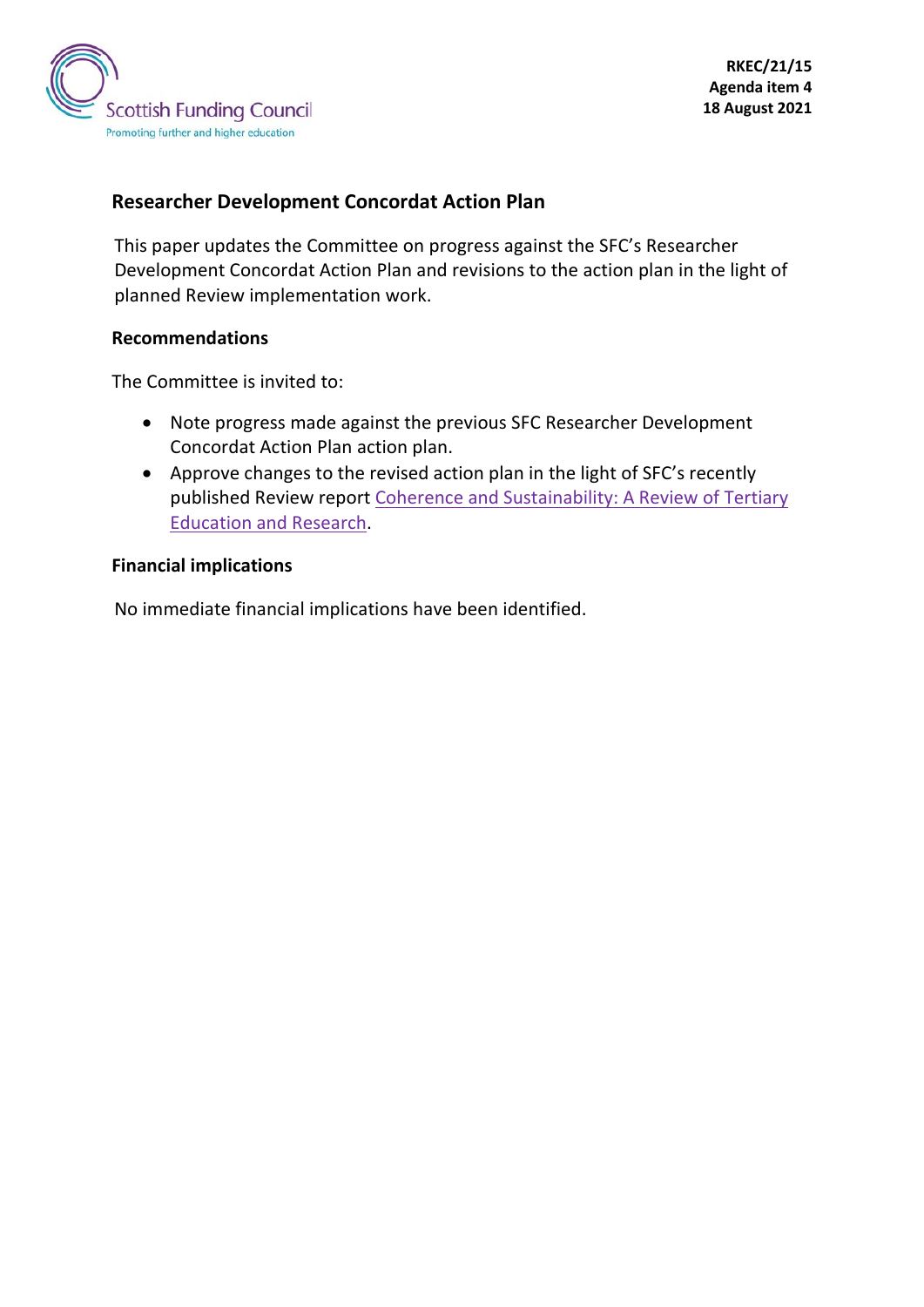Scottish Funding Council
Promoting further and higher education

**RKEC/21/15**
**Agenda item 4**
**18 August 2021**

# Researcher Development Concordat Action Plan

This paper updates the Committee on progress against the SFC's Researcher Development Concordat Action Plan and revisions to the action plan in the light of planned Review implementation work.

## Recommendations

The Committee is invited to:

- Note progress made against the previous SFC Researcher Development Concordat Action Plan action plan.
- Approve changes to the revised action plan in the light of SFC's recently published Review report Coherence and Sustainability: A Review of Tertiary Education and Research.

## Financial implications

No immediate financial implications have been identified.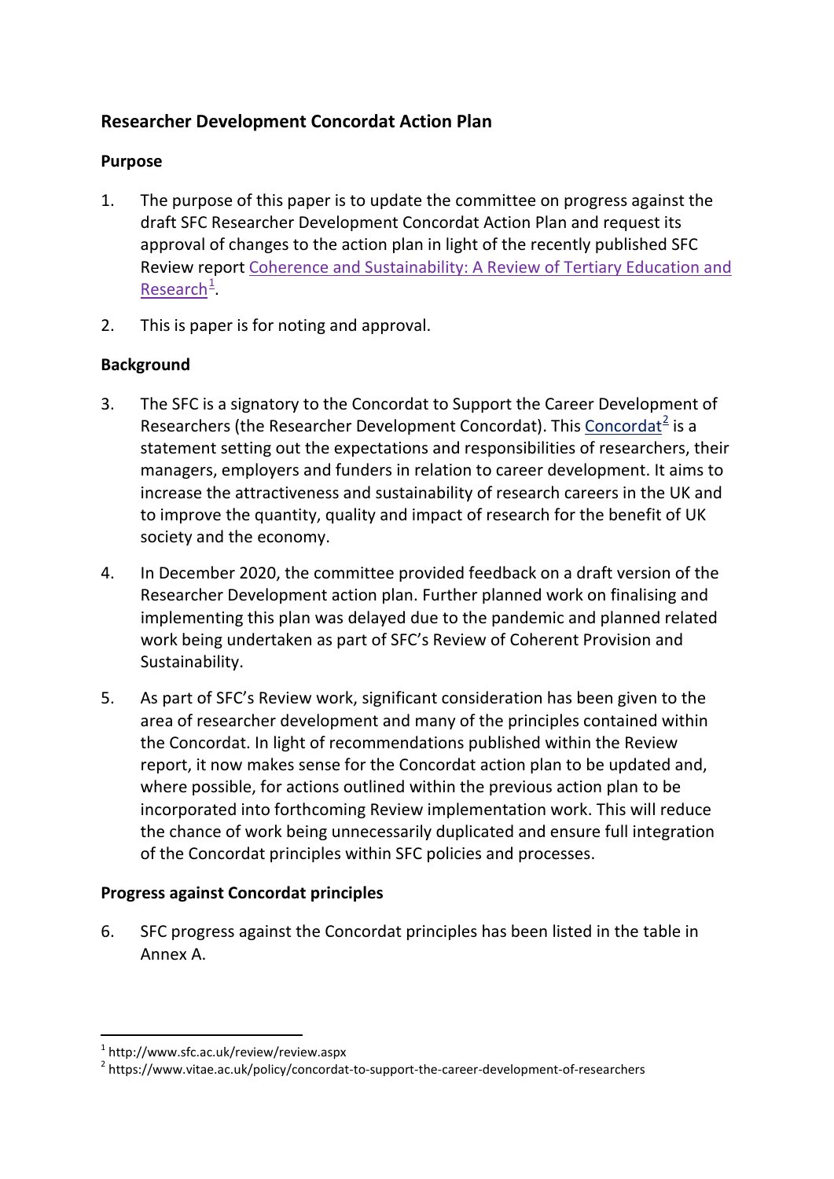## Researcher Development Concordat Action Plan

### Purpose

1. The purpose of this paper is to update the committee on progress against the draft SFC Researcher Development Concordat Action Plan and request its approval of changes to the action plan in light of the recently published SFC Review report [Coherence and Sustainability: A Review of Tertiary Education and Research](http://www.sfc.ac.uk/review/review.aspx)[1].

2. This is paper is for noting and approval.

### Background

3. The SFC is a signatory to the Concordat to Support the Career Development of Researchers (the Researcher Development Concordat). This [Concordat](https://www.vitae.ac.uk/policy/concordat-to-support-the-career-development-of-researchers)[2] is a statement setting out the expectations and responsibilities of researchers, their managers, employers and funders in relation to career development. It aims to increase the attractiveness and sustainability of research careers in the UK and to improve the quantity, quality and impact of research for the benefit of UK society and the economy.

4. In December 2020, the committee provided feedback on a draft version of the Researcher Development action plan. Further planned work on finalising and implementing this plan was delayed due to the pandemic and planned related work being undertaken as part of SFC's Review of Coherent Provision and Sustainability.

5. As part of SFC's Review work, significant consideration has been given to the area of researcher development and many of the principles contained within the Concordat. In light of recommendations published within the Review report, it now makes sense for the Concordat action plan to be updated and, where possible, for actions outlined within the previous action plan to be incorporated into forthcoming Review implementation work. This will reduce the chance of work being unnecessarily duplicated and ensure full integration of the Concordat principles within SFC policies and processes.

### Progress against Concordat principles

6. SFC progress against the Concordat principles has been listed in the table in Annex A.

---

[1] http://www.sfc.ac.uk/review/review.aspx

[2] https://www.vitae.ac.uk/policy/concordat-to-support-the-career-development-of-researchers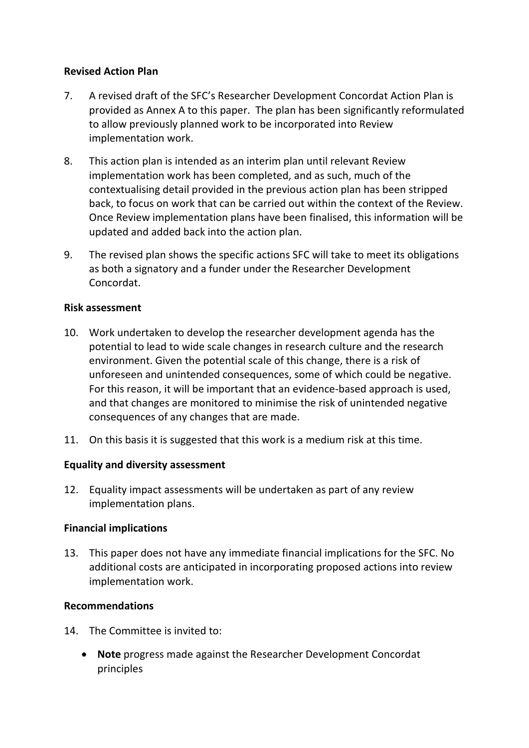**Revised Action Plan**

7. A revised draft of the SFC's Researcher Development Concordat Action Plan is provided as Annex A to this paper. The plan has been significantly reformulated to allow previously planned work to be incorporated into Review implementation work.

8. This action plan is intended as an interim plan until relevant Review implementation work has been completed, and as such, much of the contextualising detail provided in the previous action plan has been stripped back, to focus on work that can be carried out within the context of the Review. Once Review implementation plans have been finalised, this information will be updated and added back into the action plan.

9. The revised plan shows the specific actions SFC will take to meet its obligations as both a signatory and a funder under the Researcher Development Concordat.

**Risk assessment**

10. Work undertaken to develop the researcher development agenda has the potential to lead to wide scale changes in research culture and the research environment. Given the potential scale of this change, there is a risk of unforeseen and unintended consequences, some of which could be negative. For this reason, it will be important that an evidence-based approach is used, and that changes are monitored to minimise the risk of unintended negative consequences of any changes that are made.

11. On this basis it is suggested that this work is a medium risk at this time.

**Equality and diversity assessment**

12. Equality impact assessments will be undertaken as part of any review implementation plans.

**Financial implications**

13. This paper does not have any immediate financial implications for the SFC. No additional costs are anticipated in incorporating proposed actions into review implementation work.

**Recommendations**

14. The Committee is invited to:

- **Note** progress made against the Researcher Development Concordat principles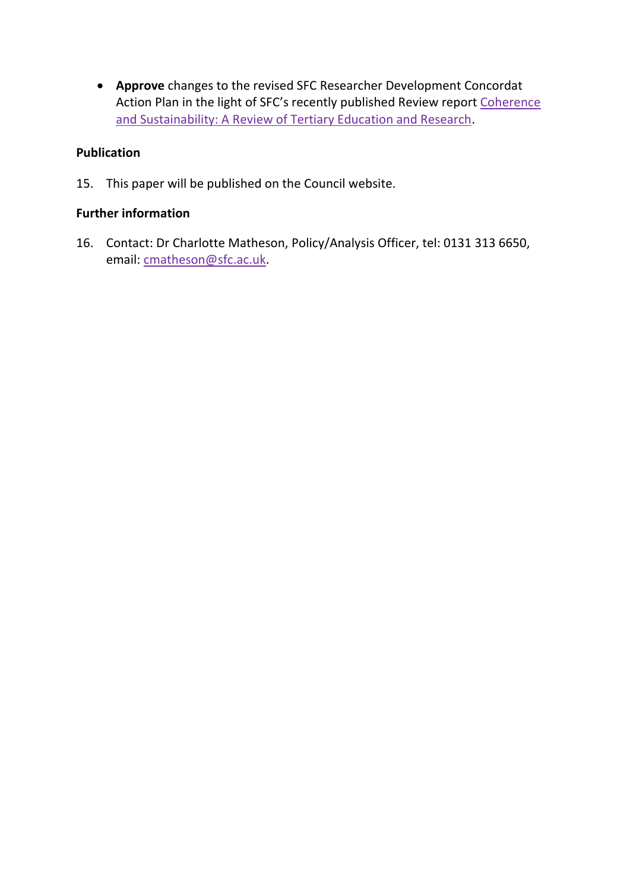- **Approve** changes to the revised SFC Researcher Development Concordat Action Plan in the light of SFC's recently published Review report Coherence and Sustainability: A Review of Tertiary Education and Research.

**Publication**

15. This paper will be published on the Council website.

**Further information**

16. Contact: Dr Charlotte Matheson, Policy/Analysis Officer, tel: 0131 313 6650, email: cmatheson@sfc.ac.uk.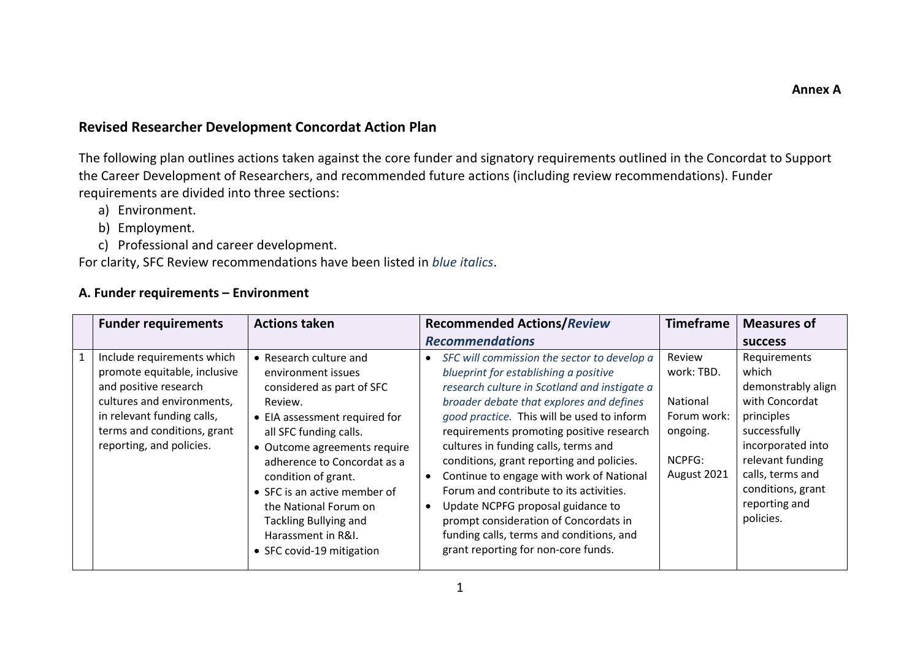**Annex A**

## Revised Researcher Development Concordat Action Plan

The following plan outlines actions taken against the core funder and signatory requirements outlined in the Concordat to Support the Career Development of Researchers, and recommended future actions (including review recommendations). Funder requirements are divided into three sections:

a) Environment.
b) Employment.
c) Professional and career development.

For clarity, SFC Review recommendations have been listed in *blue italics*.

### A. Funder requirements – Environment

| | Funder requirements | Actions taken | Recommended Actions/*Review Recommendations* | Timeframe | Measures of success |
|---|---|---|---|---|---|
| 1 | Include requirements which promote equitable, inclusive and positive research cultures and environments, in relevant funding calls, terms and conditions, grant reporting, and policies. | • Research culture and environment issues considered as part of SFC Review.<br>• EIA assessment required for all SFC funding calls.<br>• Outcome agreements require adherence to Concordat as a condition of grant.<br>• SFC is an active member of the National Forum on Tackling Bullying and Harassment in R&I.<br>• SFC covid-19 mitigation | • *SFC will commission the sector to develop a blueprint for establishing a positive research culture in Scotland and instigate a broader debate that explores and defines good practice.* This will be used to inform requirements promoting positive research cultures in funding calls, terms and conditions, grant reporting and policies.<br>• Continue to engage with work of National Forum and contribute to its activities.<br>• Update NCPFG proposal guidance to prompt consideration of Concordats in funding calls, terms and conditions, and grant reporting for non-core funds. | Review work: TBD.<br><br>National Forum work: ongoing.<br><br>NCPFG: August 2021 | Requirements which demonstrably align with Concordat principles successfully incorporated into relevant funding calls, terms and conditions, grant reporting and policies. |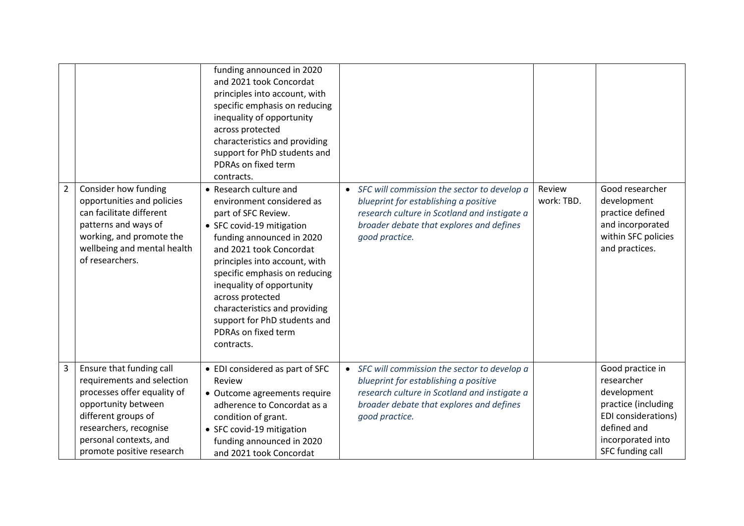| | | | | | |
|---|---|---|---|---|---|
| | | funding announced in 2020 and 2021 took Concordat principles into account, with specific emphasis on reducing inequality of opportunity across protected characteristics and providing support for PhD students and PDRAs on fixed term contracts. | | | |
| 2 | Consider how funding opportunities and policies can facilitate different patterns and ways of working, and promote the wellbeing and mental health of researchers. | • Research culture and environment considered as part of SFC Review.<br>• SFC covid-19 mitigation funding announced in 2020 and 2021 took Concordat principles into account, with specific emphasis on reducing inequality of opportunity across protected characteristics and providing support for PhD students and PDRAs on fixed term contracts. | • *SFC will commission the sector to develop a blueprint for establishing a positive research culture in Scotland and instigate a broader debate that explores and defines good practice.* | Review work: TBD. | Good researcher development practice defined and incorporated within SFC policies and practices. |
| 3 | Ensure that funding call requirements and selection processes offer equality of opportunity between different groups of researchers, recognise personal contexts, and promote positive research | • EDI considered as part of SFC Review<br>• Outcome agreements require adherence to Concordat as a condition of grant.<br>• SFC covid-19 mitigation funding announced in 2020 and 2021 took Concordat | • *SFC will commission the sector to develop a blueprint for establishing a positive research culture in Scotland and instigate a broader debate that explores and defines good practice.* | | Good practice in researcher development practice (including EDI considerations) defined and incorporated into SFC funding call |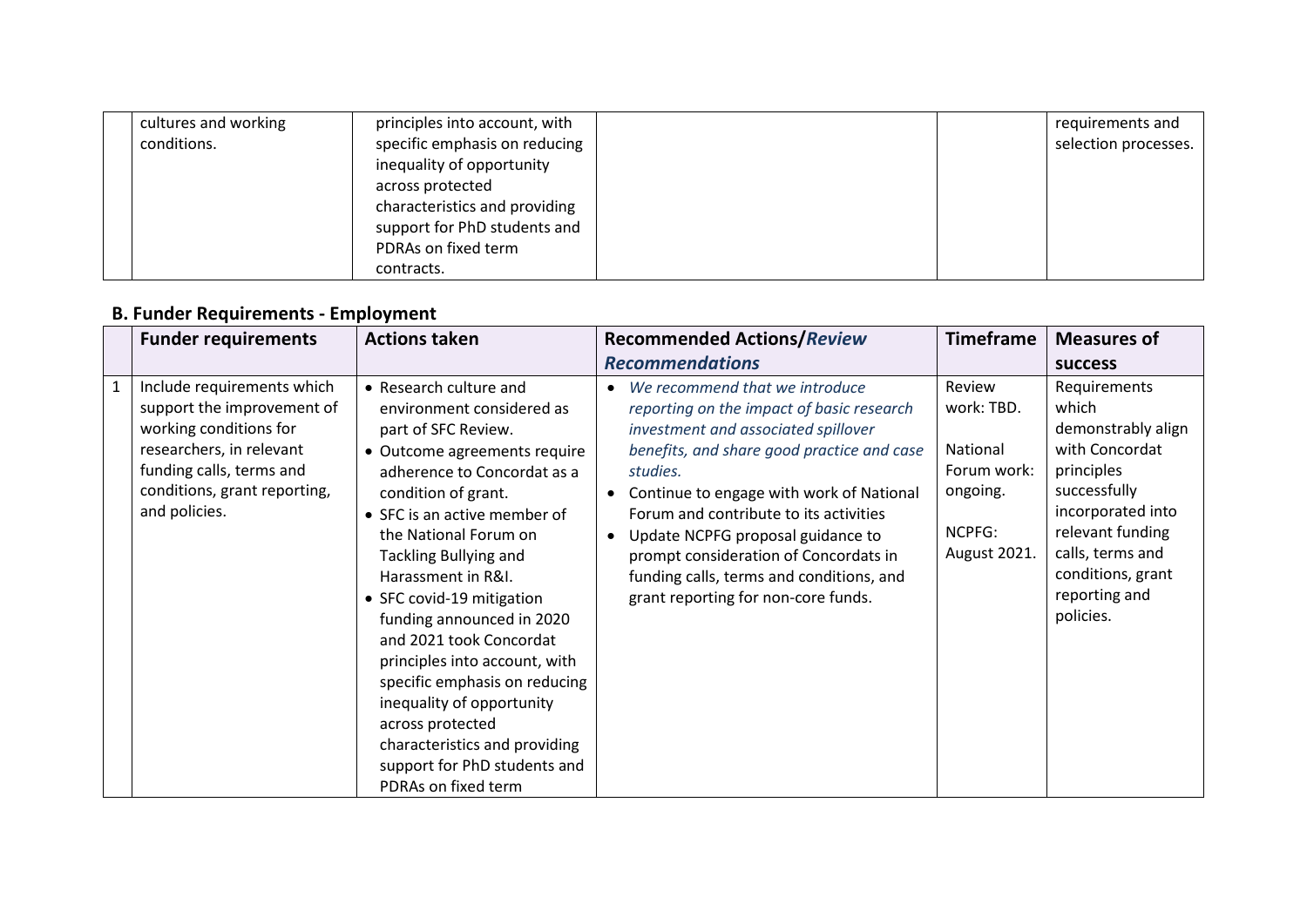|  | | | | |
|---|---|---|---|---|
| | cultures and working conditions. | principles into account, with specific emphasis on reducing inequality of opportunity across protected characteristics and providing support for PhD students and PDRAs on fixed term contracts. | | | requirements and selection processes. |

## B. Funder Requirements - Employment

| | Funder requirements | Actions taken | Recommended Actions/*Review Recommendations* | Timeframe | Measures of success |
|---|---|---|---|---|---|
| 1 | Include requirements which support the improvement of working conditions for researchers, in relevant funding calls, terms and conditions, grant reporting, and policies. | • Research culture and environment considered as part of SFC Review.<br>• Outcome agreements require adherence to Concordat as a condition of grant.<br>• SFC is an active member of the National Forum on Tackling Bullying and Harassment in R&I.<br>• SFC covid-19 mitigation funding announced in 2020 and 2021 took Concordat principles into account, with specific emphasis on reducing inequality of opportunity across protected characteristics and providing support for PhD students and PDRAs on fixed term | • *We recommend that we introduce reporting on the impact of basic research investment and associated spillover benefits, and share good practice and case studies.*<br>• Continue to engage with work of National Forum and contribute to its activities<br>• Update NCPFG proposal guidance to prompt consideration of Concordats in funding calls, terms and conditions, and grant reporting for non-core funds. | Review work: TBD.<br><br>National Forum work: ongoing.<br><br>NCPFG: August 2021. | Requirements which demonstrably align with Concordat principles successfully incorporated into relevant funding calls, terms and conditions, grant reporting and policies. |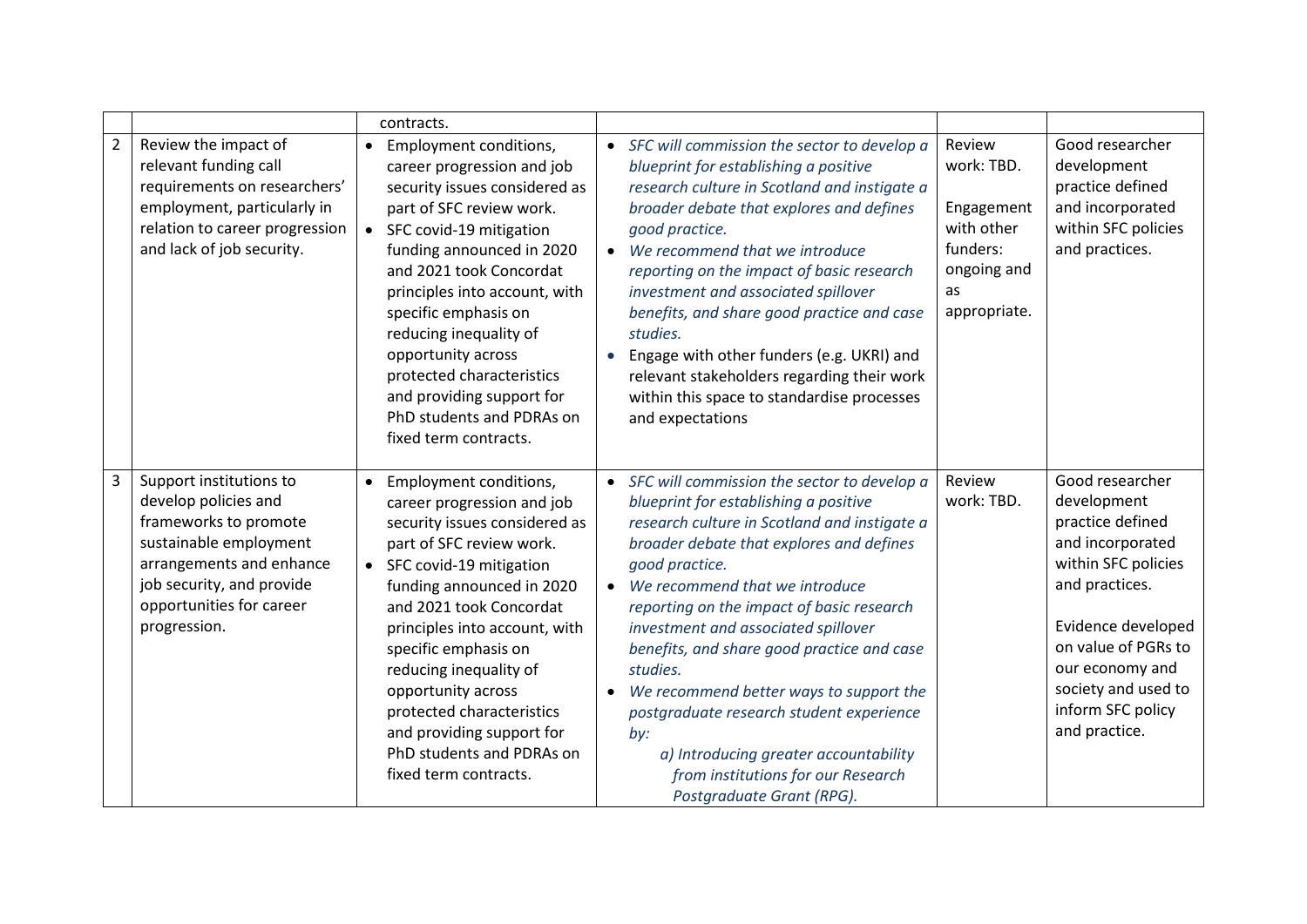| | | | | | |
|---|---|---|---|---|---|
| | | contracts. | | | |
| 2 | Review the impact of relevant funding call requirements on researchers' employment, particularly in relation to career progression and lack of job security. | • Employment conditions, career progression and job security issues considered as part of SFC review work.<br>• SFC covid-19 mitigation funding announced in 2020 and 2021 took Concordat principles into account, with specific emphasis on reducing inequality of opportunity across protected characteristics and providing support for PhD students and PDRAs on fixed term contracts. | • *SFC will commission the sector to develop a blueprint for establishing a positive research culture in Scotland and instigate a broader debate that explores and defines good practice.*<br>• *We recommend that we introduce reporting on the impact of basic research investment and associated spillover benefits, and share good practice and case studies.*<br>• Engage with other funders (e.g. UKRI) and relevant stakeholders regarding their work within this space to standardise processes and expectations | Review work: TBD.<br><br>Engagement with other funders: ongoing and as appropriate. | Good researcher development practice defined and incorporated within SFC policies and practices. |
| 3 | Support institutions to develop policies and frameworks to promote sustainable employment arrangements and enhance job security, and provide opportunities for career progression. | • Employment conditions, career progression and job security issues considered as part of SFC review work.<br>• SFC covid-19 mitigation funding announced in 2020 and 2021 took Concordat principles into account, with specific emphasis on reducing inequality of opportunity across protected characteristics and providing support for PhD students and PDRAs on fixed term contracts. | • *SFC will commission the sector to develop a blueprint for establishing a positive research culture in Scotland and instigate a broader debate that explores and defines good practice.*<br>• *We recommend that we introduce reporting on the impact of basic research investment and associated spillover benefits, and share good practice and case studies.*<br>• *We recommend better ways to support the postgraduate research student experience by:*<br>*a) Introducing greater accountability from institutions for our Research Postgraduate Grant (RPG).* | Review work: TBD. | Good researcher development practice defined and incorporated within SFC policies and practices.<br><br>Evidence developed on value of PGRs to our economy and society and used to inform SFC policy and practice. |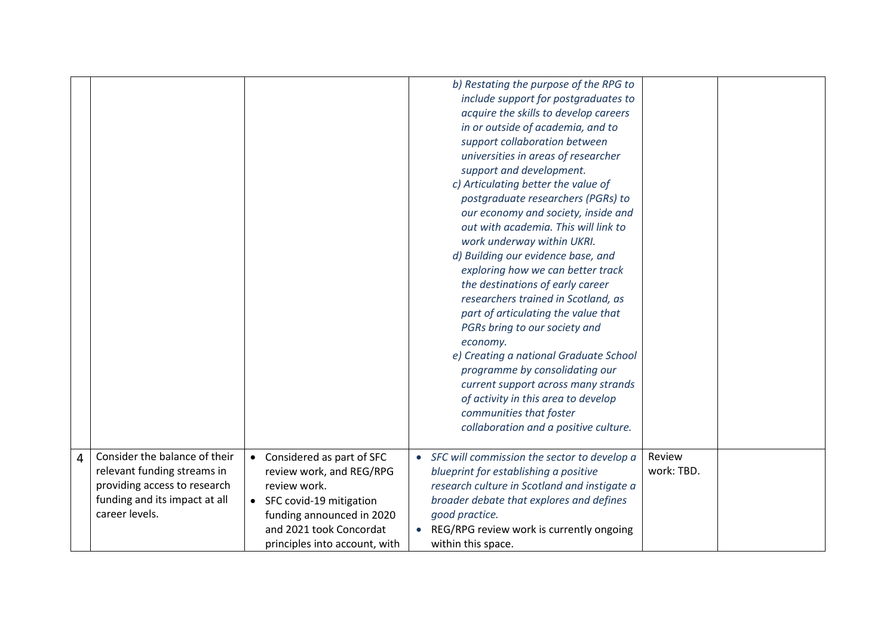| | | | | | |
|---|---|---|---|---|---|
| | | | *b) Restating the purpose of the RPG to include support for postgraduates to acquire the skills to develop careers in or outside of academia, and to support collaboration between universities in areas of researcher support and development.*<br>*c) Articulating better the value of postgraduate researchers (PGRs) to our economy and society, inside and out with academia. This will link to work underway within UKRI.*<br>*d) Building our evidence base, and exploring how we can better track the destinations of early career researchers trained in Scotland, as part of articulating the value that PGRs bring to our society and economy.*<br>*e) Creating a national Graduate School programme by consolidating our current support across many strands of activity in this area to develop communities that foster collaboration and a positive culture.* | | |
| 4 | Consider the balance of their relevant funding streams in providing access to research funding and its impact at all career levels. | • Considered as part of SFC review work, and REG/RPG review work.<br>• SFC covid-19 mitigation funding announced in 2020 and 2021 took Concordat principles into account, with | • *SFC will commission the sector to develop a blueprint for establishing a positive research culture in Scotland and instigate a broader debate that explores and defines good practice.*<br>• REG/RPG review work is currently ongoing within this space. | Review work: TBD. | |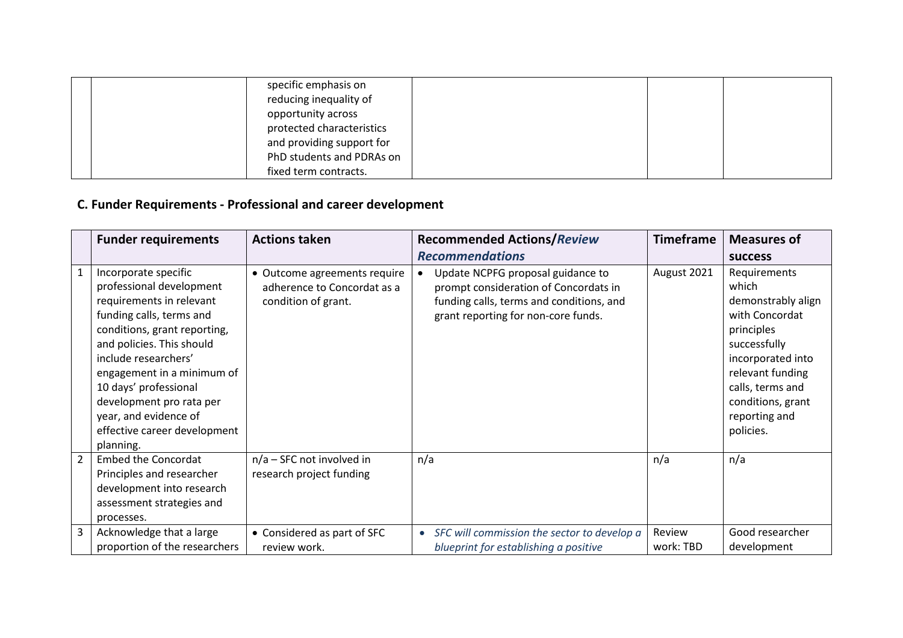| | | specific emphasis on reducing inequality of opportunity across protected characteristics and providing support for PhD students and PDRAs on fixed term contracts. | | | |
|---|---|---|---|---|---|

## C. Funder Requirements - Professional and career development

| | Funder requirements | Actions taken | Recommended Actions/*Review Recommendations* | Timeframe | Measures of success |
|---|---|---|---|---|---|
| 1 | Incorporate specific professional development requirements in relevant funding calls, terms and conditions, grant reporting, and policies. This should include researchers' engagement in a minimum of 10 days' professional development pro rata per year, and evidence of effective career development planning. | • Outcome agreements require adherence to Concordat as a condition of grant. | • Update NCPFG proposal guidance to prompt consideration of Concordats in funding calls, terms and conditions, and grant reporting for non-core funds. | August 2021 | Requirements which demonstrably align with Concordat principles successfully incorporated into relevant funding calls, terms and conditions, grant reporting and policies. |
| 2 | Embed the Concordat Principles and researcher development into research assessment strategies and processes. | n/a – SFC not involved in research project funding | n/a | n/a | n/a |
| 3 | Acknowledge that a large proportion of the researchers | • Considered as part of SFC review work. | • *SFC will commission the sector to develop a blueprint for establishing a positive* | Review work: TBD | Good researcher development |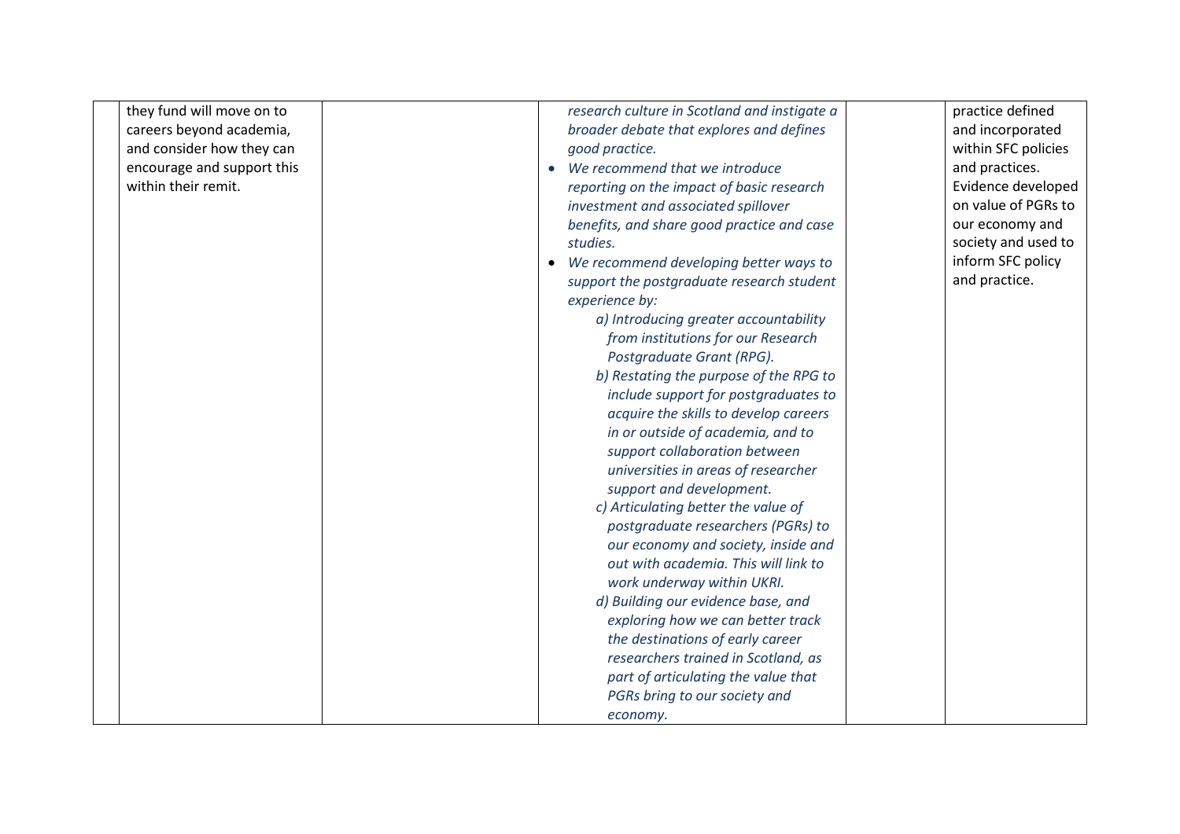| | | | | | |
|---|---|---|---|---|---|
| | they fund will move on to careers beyond academia, and consider how they can encourage and support this within their remit. | | *research culture in Scotland and instigate a broader debate that explores and defines good practice.*<br>• *We recommend that we introduce reporting on the impact of basic research investment and associated spillover benefits, and share good practice and case studies.*<br>• *We recommend developing better ways to support the postgraduate research student experience by:*<br>*a) Introducing greater accountability from institutions for our Research Postgraduate Grant (RPG).*<br>*b) Restating the purpose of the RPG to include support for postgraduates to acquire the skills to develop careers in or outside of academia, and to support collaboration between universities in areas of researcher support and development.*<br>*c) Articulating better the value of postgraduate researchers (PGRs) to our economy and society, inside and out with academia. This will link to work underway within UKRI.*<br>*d) Building our evidence base, and exploring how we can better track the destinations of early career researchers trained in Scotland, as part of articulating the value that PGRs bring to our society and economy.* | | practice defined and incorporated within SFC policies and practices.<br>Evidence developed on value of PGRs to our economy and society and used to inform SFC policy and practice. |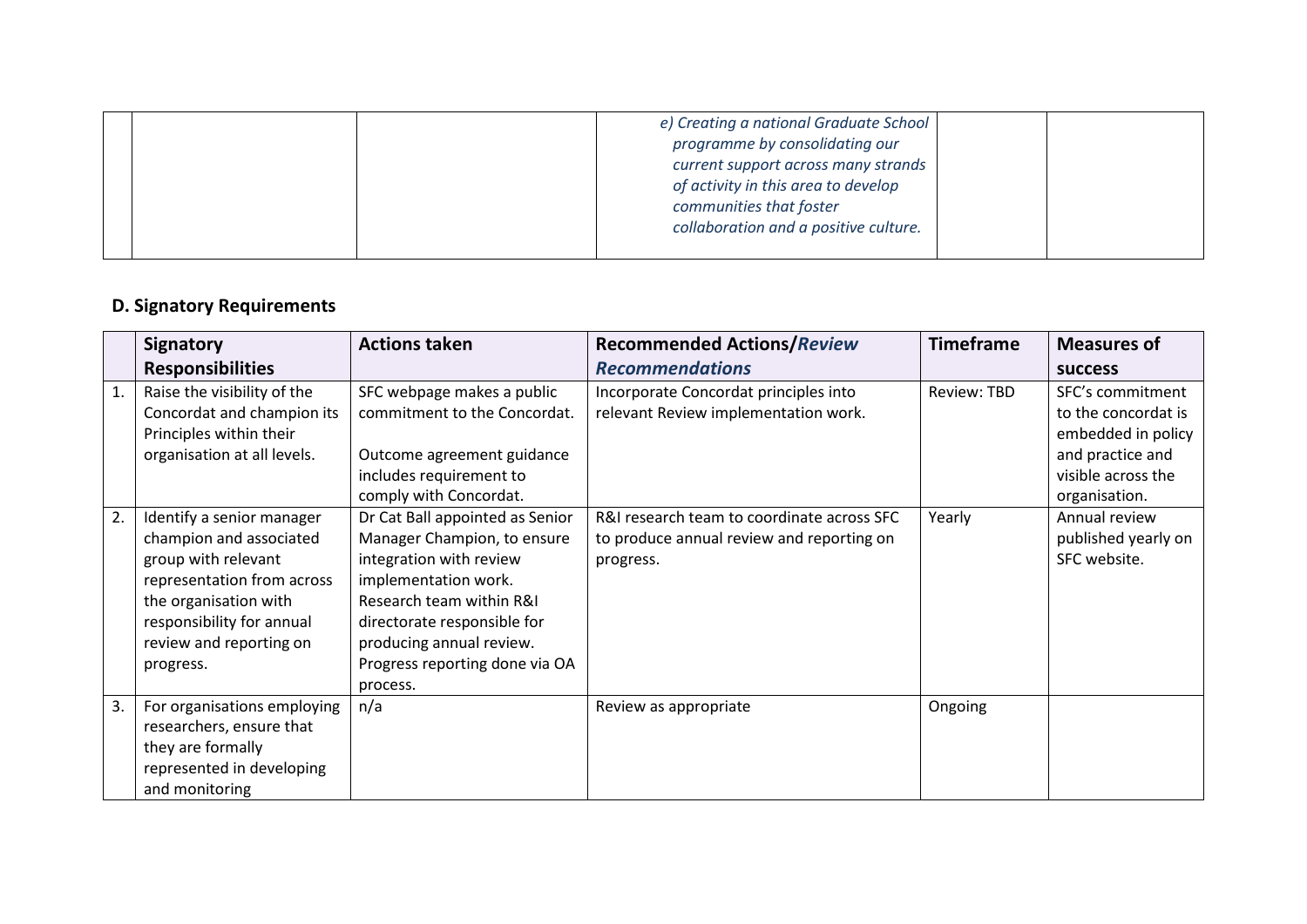| | | | *e) Creating a national Graduate School programme by consolidating our current support across many strands of activity in this area to develop communities that foster collaboration and a positive culture.* | | |
|---|---|---|---|---|---|

## D. Signatory Requirements

| | Signatory Responsibilities | Actions taken | Recommended Actions/*Review Recommendations* | Timeframe | Measures of success |
|---|---|---|---|---|---|
| 1. | Raise the visibility of the Concordat and champion its Principles within their organisation at all levels. | SFC webpage makes a public commitment to the Concordat.<br><br>Outcome agreement guidance includes requirement to comply with Concordat. | Incorporate Concordat principles into relevant Review implementation work. | Review: TBD | SFC's commitment to the concordat is embedded in policy and practice and visible across the organisation. |
| 2. | Identify a senior manager champion and associated group with relevant representation from across the organisation with responsibility for annual review and reporting on progress. | Dr Cat Ball appointed as Senior Manager Champion, to ensure integration with review implementation work. Research team within R&I directorate responsible for producing annual review. Progress reporting done via OA process. | R&I research team to coordinate across SFC to produce annual review and reporting on progress. | Yearly | Annual review published yearly on SFC website. |
| 3. | For organisations employing researchers, ensure that they are formally represented in developing and monitoring | n/a | Review as appropriate | Ongoing | |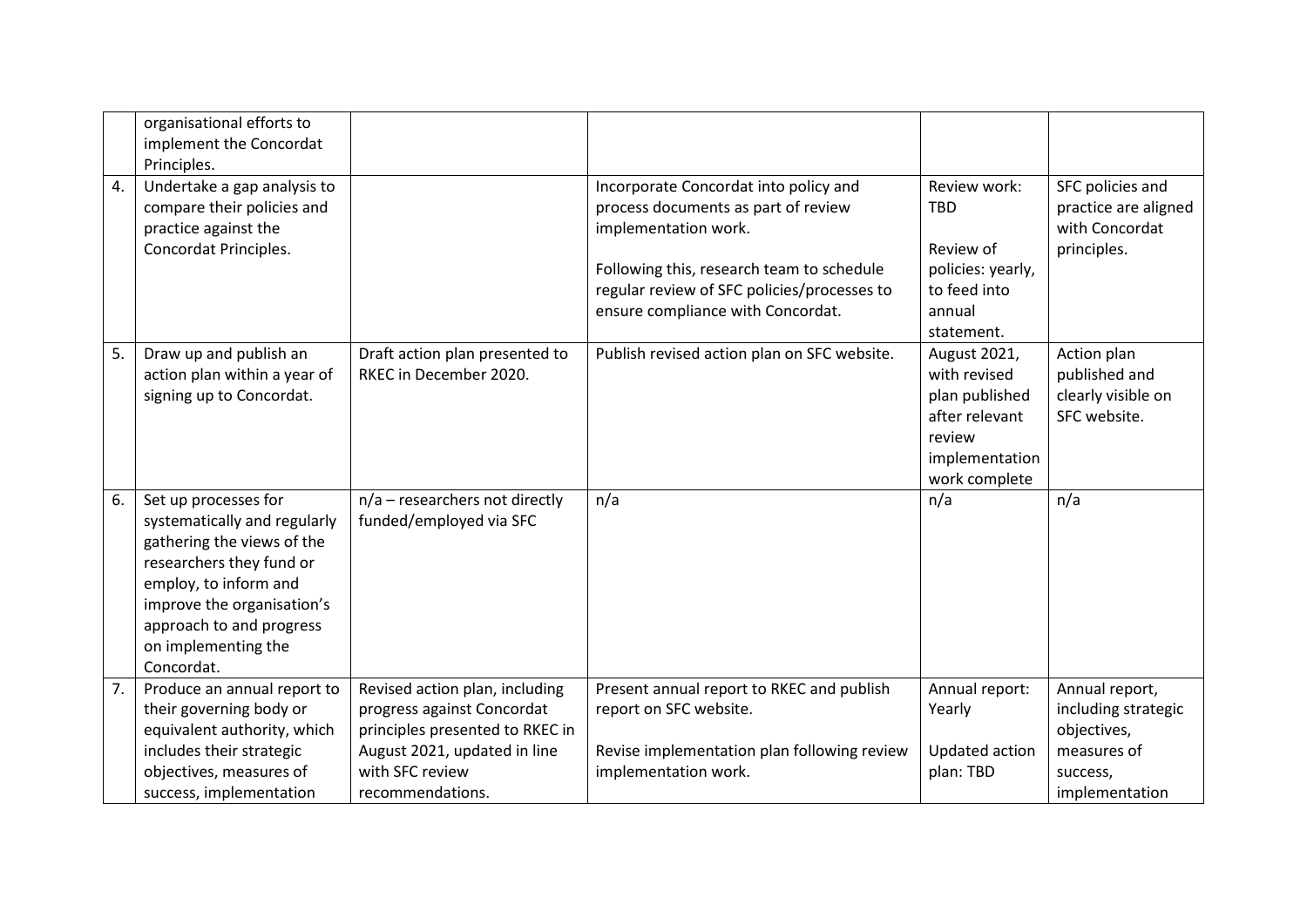| | | | | | |
|---|---|---|---|---|---|
| | organisational efforts to implement the Concordat Principles. | | | | |
| 4. | Undertake a gap analysis to compare their policies and practice against the Concordat Principles. | | Incorporate Concordat into policy and process documents as part of review implementation work.<br><br>Following this, research team to schedule regular review of SFC policies/processes to ensure compliance with Concordat. | Review work: TBD<br><br>Review of policies: yearly, to feed into annual statement. | SFC policies and practice are aligned with Concordat principles. |
| 5. | Draw up and publish an action plan within a year of signing up to Concordat. | Draft action plan presented to RKEC in December 2020. | Publish revised action plan on SFC website. | August 2021, with revised plan published after relevant review implementation work complete | Action plan published and clearly visible on SFC website. |
| 6. | Set up processes for systematically and regularly gathering the views of the researchers they fund or employ, to inform and improve the organisation's approach to and progress on implementing the Concordat. | n/a – researchers not directly funded/employed via SFC | n/a | n/a | n/a |
| 7. | Produce an annual report to their governing body or equivalent authority, which includes their strategic objectives, measures of success, implementation | Revised action plan, including progress against Concordat principles presented to RKEC in August 2021, updated in line with SFC review recommendations. | Present annual report to RKEC and publish report on SFC website.<br><br>Revise implementation plan following review implementation work. | Annual report: Yearly<br><br>Updated action plan: TBD | Annual report, including strategic objectives, measures of success, implementation |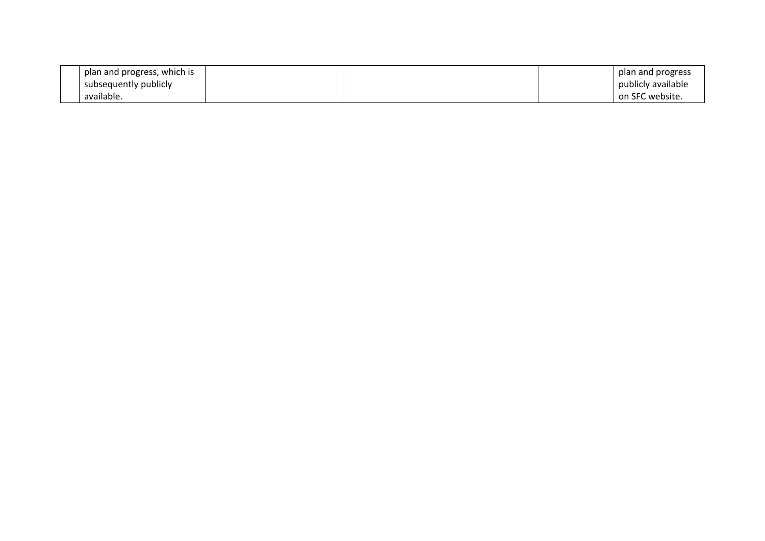| | | | | | |
|---|---|---|---|---|---|
| | plan and progress, which is subsequently publicly available. | | | | plan and progress publicly available on SFC website. |